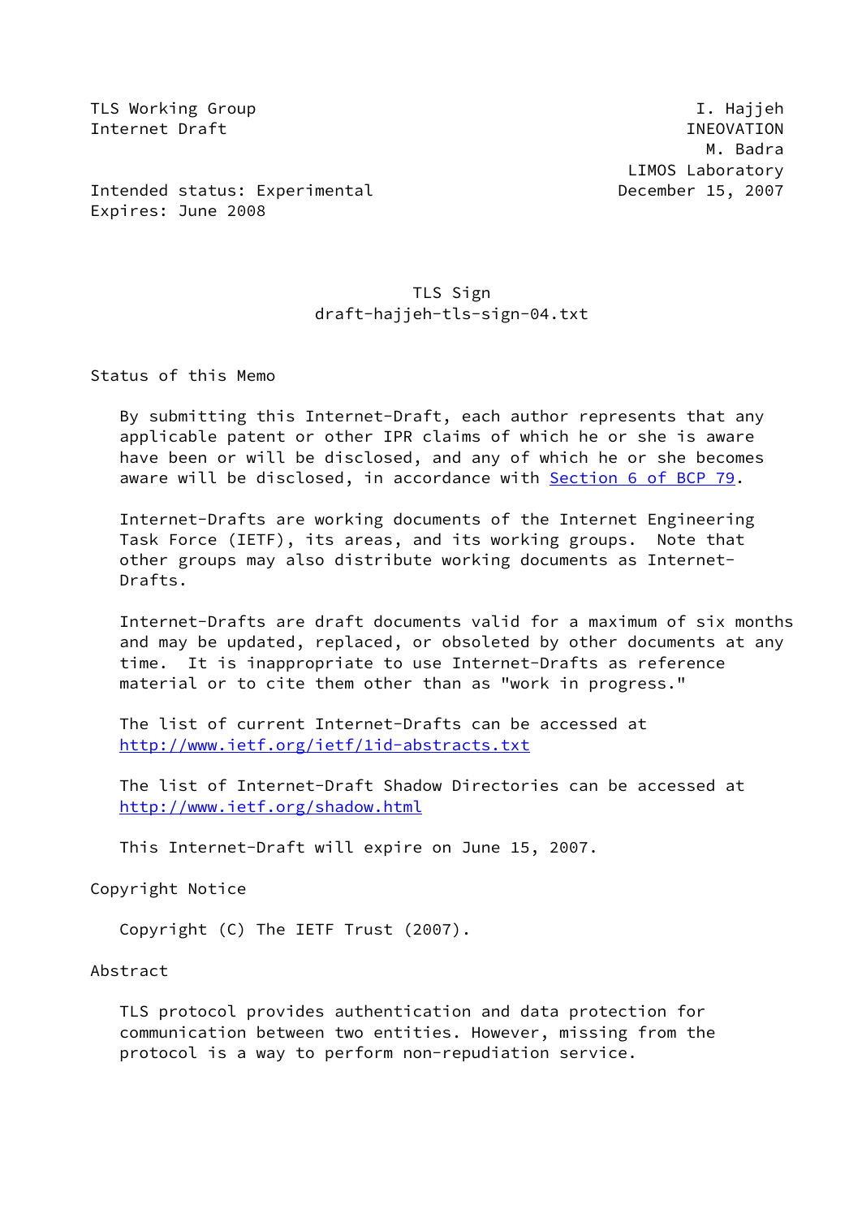TLS Working Group I. Hajjeh
Internet Draft INEOVATION
M. Badra
LIMOS Laboratory
Intended status: Experimental December 15, 2007
Expires: June 2008

# TLS Sign
## draft-hajjeh-tls-sign-04.txt

## Status of this Memo

By submitting this Internet-Draft, each author represents that any applicable patent or other IPR claims of which he or she is aware have been or will be disclosed, and any of which he or she becomes aware will be disclosed, in accordance with Section 6 of BCP 79.

Internet-Drafts are working documents of the Internet Engineering Task Force (IETF), its areas, and its working groups. Note that other groups may also distribute working documents as Internet-Drafts.

Internet-Drafts are draft documents valid for a maximum of six months and may be updated, replaced, or obsoleted by other documents at any time. It is inappropriate to use Internet-Drafts as reference material or to cite them other than as "work in progress."

The list of current Internet-Drafts can be accessed at http://www.ietf.org/ietf/1id-abstracts.txt

The list of Internet-Draft Shadow Directories can be accessed at http://www.ietf.org/shadow.html

This Internet-Draft will expire on June 15, 2007.

## Copyright Notice

Copyright (C) The IETF Trust (2007).

## Abstract

TLS protocol provides authentication and data protection for communication between two entities. However, missing from the protocol is a way to perform non-repudiation service.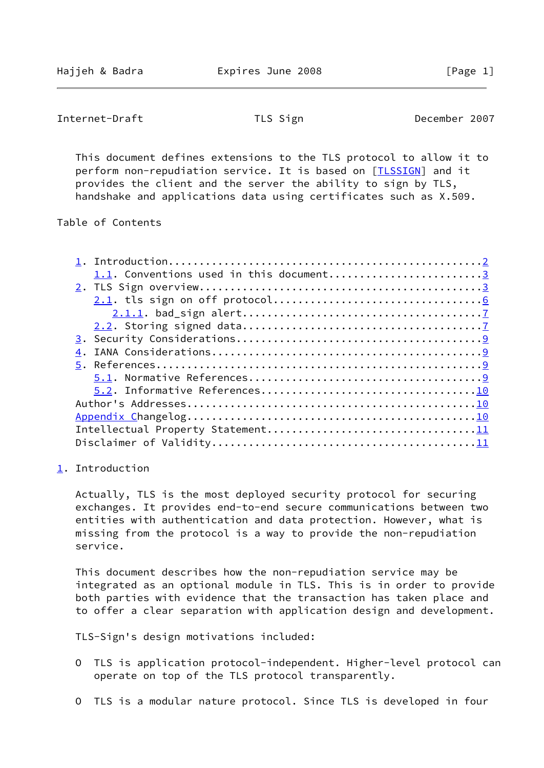This document defines extensions to the TLS protocol to allow it to perform non-repudiation service. It is based on [TLSSIGN] and it provides the client and the server the ability to sign by TLS, handshake and applications data using certificates such as X.509.

Table of Contents

1. Introduction.................................................2
   1.1. Conventions used in this document.........................3
2. TLS Sign overview............................................3
   2.1. tls sign on off protocol..................................6
      2.1.1. bad_sign alert.......................................7
   2.2. Storing signed data.......................................7
3. Security Considerations......................................9
4. IANA Considerations..........................................9
5. References...................................................9
   5.1. Normative References......................................9
   5.2. Informative References...................................10
Author's Addresses.............................................10
Appendix Changelog.............................................10
Intellectual Property Statement................................11
Disclaimer of Validity.........................................11

# 1. Introduction

Actually, TLS is the most deployed security protocol for securing exchanges. It provides end-to-end secure communications between two entities with authentication and data protection. However, what is missing from the protocol is a way to provide the non-repudiation service.

This document describes how the non-repudiation service may be integrated as an optional module in TLS. This is in order to provide both parties with evidence that the transaction has taken place and to offer a clear separation with application design and development.

TLS-Sign's design motivations included:

O TLS is application protocol-independent. Higher-level protocol can operate on top of the TLS protocol transparently.

O TLS is a modular nature protocol. Since TLS is developed in four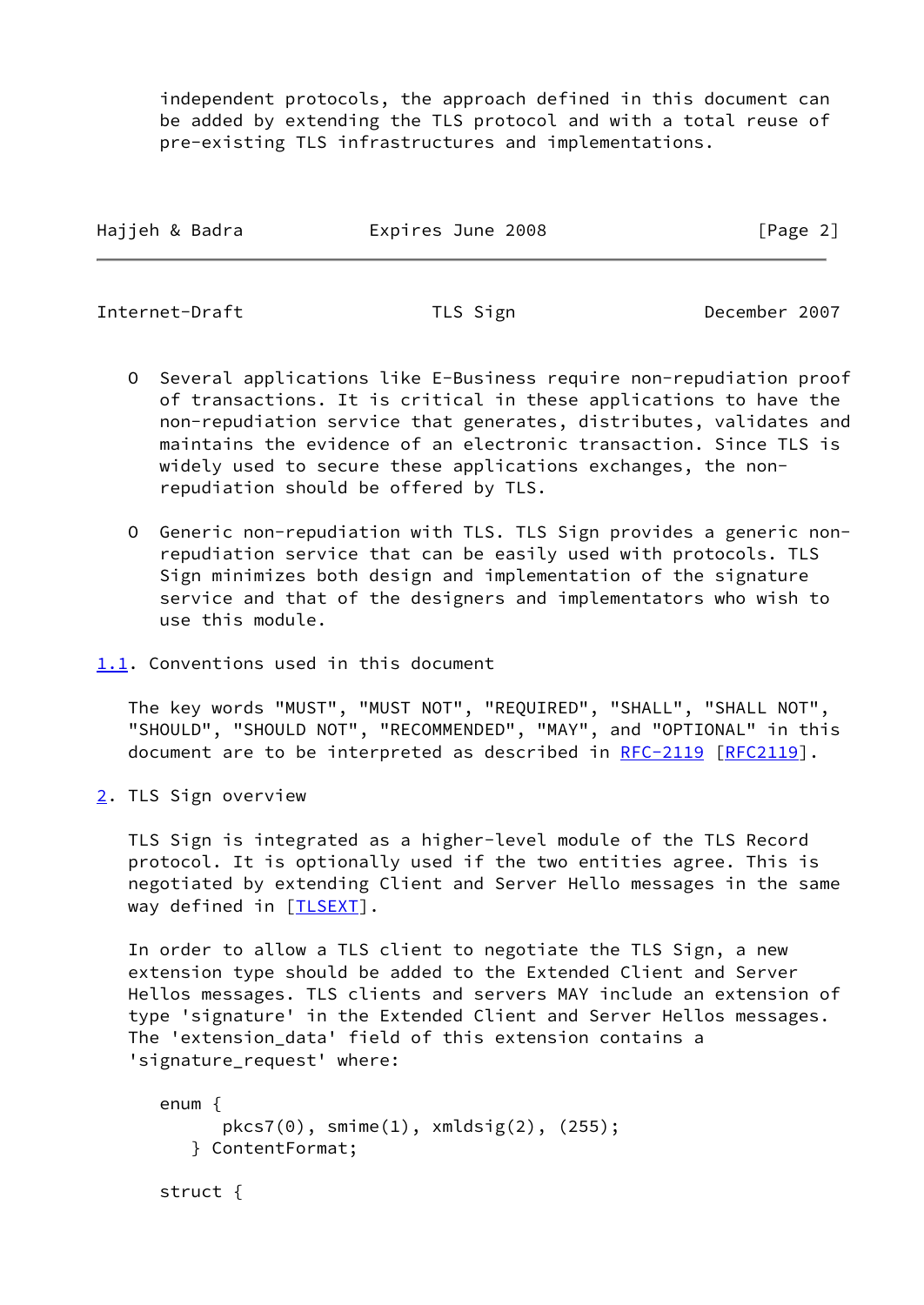independent protocols, the approach defined in this document can be added by extending the TLS protocol and with a total reuse of pre-existing TLS infrastructures and implementations.

- Several applications like E-Business require non-repudiation proof of transactions. It is critical in these applications to have the non-repudiation service that generates, distributes, validates and maintains the evidence of an electronic transaction. Since TLS is widely used to secure these applications exchanges, the non-repudiation should be offered by TLS.

- Generic non-repudiation with TLS. TLS Sign provides a generic non-repudiation service that can be easily used with protocols. TLS Sign minimizes both design and implementation of the signature service and that of the designers and implementators who wish to use this module.

### 1.1. Conventions used in this document

The key words "MUST", "MUST NOT", "REQUIRED", "SHALL", "SHALL NOT", "SHOULD", "SHOULD NOT", "RECOMMENDED", "MAY", and "OPTIONAL" in this document are to be interpreted as described in RFC-2119 [RFC2119].

## 2. TLS Sign overview

TLS Sign is integrated as a higher-level module of the TLS Record protocol. It is optionally used if the two entities agree. This is negotiated by extending Client and Server Hello messages in the same way defined in [TLSEXT].

In order to allow a TLS client to negotiate the TLS Sign, a new extension type should be added to the Extended Client and Server Hellos messages. TLS clients and servers MAY include an extension of type 'signature' in the Extended Client and Server Hellos messages. The 'extension_data' field of this extension contains a 'signature_request' where:

```
enum {
      pkcs7(0), smime(1), xmldsig(2), (255);
   } ContentFormat;

struct {
```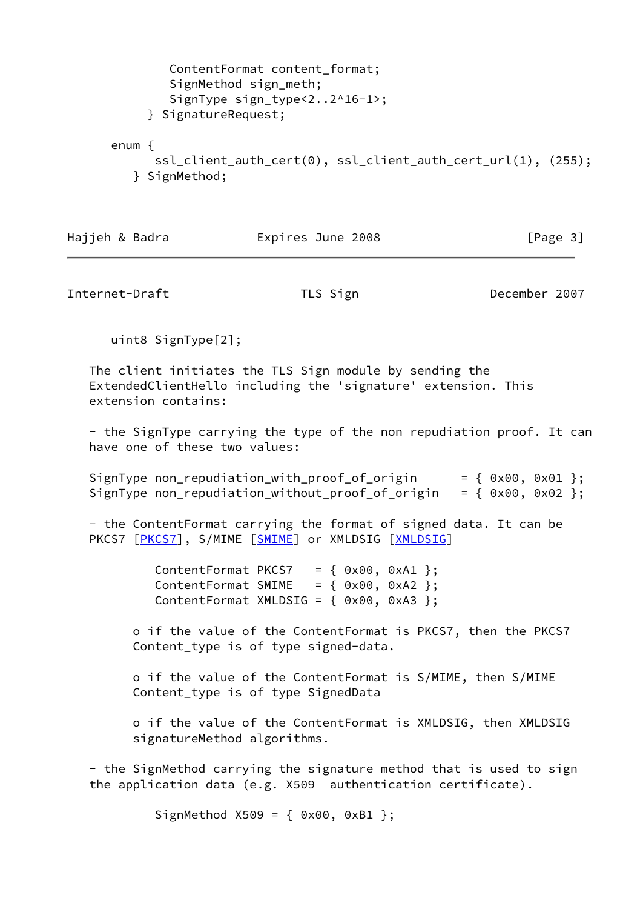```
          ContentFormat content_format;
          SignMethod sign_meth;
          SignType sign_type<2..2^16-1>;
       } SignatureRequest;

   enum {
         ssl_client_auth_cert(0), ssl_client_auth_cert_url(1), (255);
      } SignMethod;
```

```
   uint8 SignType[2];
```

The client initiates the TLS Sign module by sending the ExtendedClientHello including the 'signature' extension. This extension contains:

- the SignType carrying the type of the non repudiation proof. It can have one of these two values:

```
SignType non_repudiation_with_proof_of_origin      = { 0x00, 0x01 };
SignType non_repudiation_without_proof_of_origin   = { 0x00, 0x02 };
```

- the ContentFormat carrying the format of signed data. It can be PKCS7 [PKCS7], S/MIME [SMIME] or XMLDSIG [XMLDSIG]

```
ContentFormat PKCS7   = { 0x00, 0xA1 };
ContentFormat SMIME   = { 0x00, 0xA2 };
ContentFormat XMLDSIG = { 0x00, 0xA3 };
```

  o if the value of the ContentFormat is PKCS7, then the PKCS7 Content_type is of type signed-data.

  o if the value of the ContentFormat is S/MIME, then S/MIME Content_type is of type SignedData

  o if the value of the ContentFormat is XMLDSIG, then XMLDSIG signatureMethod algorithms.

- the SignMethod carrying the signature method that is used to sign the application data (e.g. X509  authentication certificate).

```
SignMethod X509 = { 0x00, 0xB1 };
```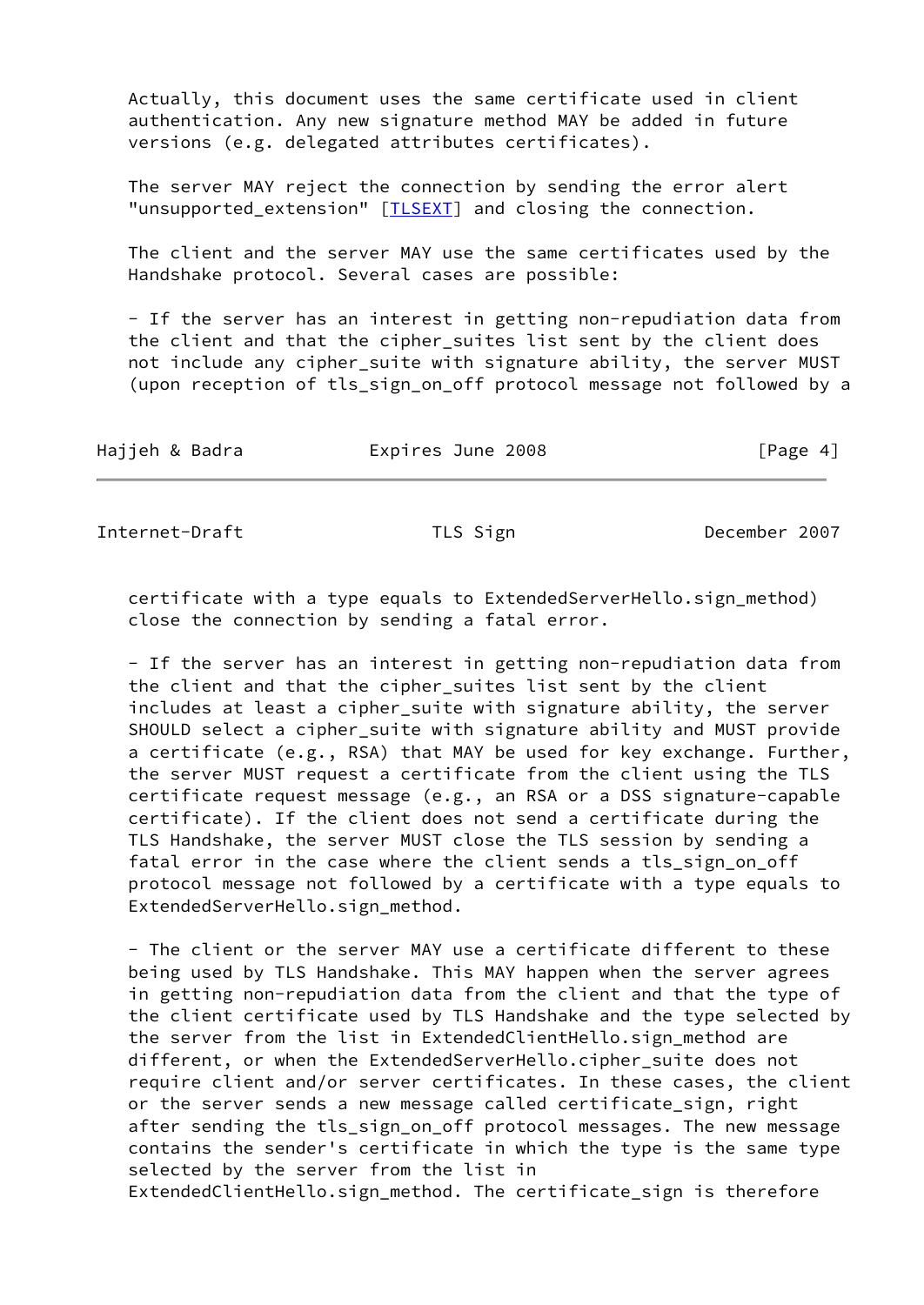Actually, this document uses the same certificate used in client authentication. Any new signature method MAY be added in future versions (e.g. delegated attributes certificates).

The server MAY reject the connection by sending the error alert "unsupported_extension" [TLSEXT] and closing the connection.

The client and the server MAY use the same certificates used by the Handshake protocol. Several cases are possible:

- If the server has an interest in getting non-repudiation data from the client and that the cipher_suites list sent by the client does not include any cipher_suite with signature ability, the server MUST (upon reception of tls_sign_on_off protocol message not followed by a certificate with a type equals to ExtendedServerHello.sign_method) close the connection by sending a fatal error.

- If the server has an interest in getting non-repudiation data from the client and that the cipher_suites list sent by the client includes at least a cipher_suite with signature ability, the server SHOULD select a cipher_suite with signature ability and MUST provide a certificate (e.g., RSA) that MAY be used for key exchange. Further, the server MUST request a certificate from the client using the TLS certificate request message (e.g., an RSA or a DSS signature-capable certificate). If the client does not send a certificate during the TLS Handshake, the server MUST close the TLS session by sending a fatal error in the case where the client sends a tls_sign_on_off protocol message not followed by a certificate with a type equals to ExtendedServerHello.sign_method.

- The client or the server MAY use a certificate different to these being used by TLS Handshake. This MAY happen when the server agrees in getting non-repudiation data from the client and that the type of the client certificate used by TLS Handshake and the type selected by the server from the list in ExtendedClientHello.sign_method are different, or when the ExtendedServerHello.cipher_suite does not require client and/or server certificates. In these cases, the client or the server sends a new message called certificate_sign, right after sending the tls_sign_on_off protocol messages. The new message contains the sender's certificate in which the type is the same type selected by the server from the list in ExtendedClientHello.sign_method. The certificate_sign is therefore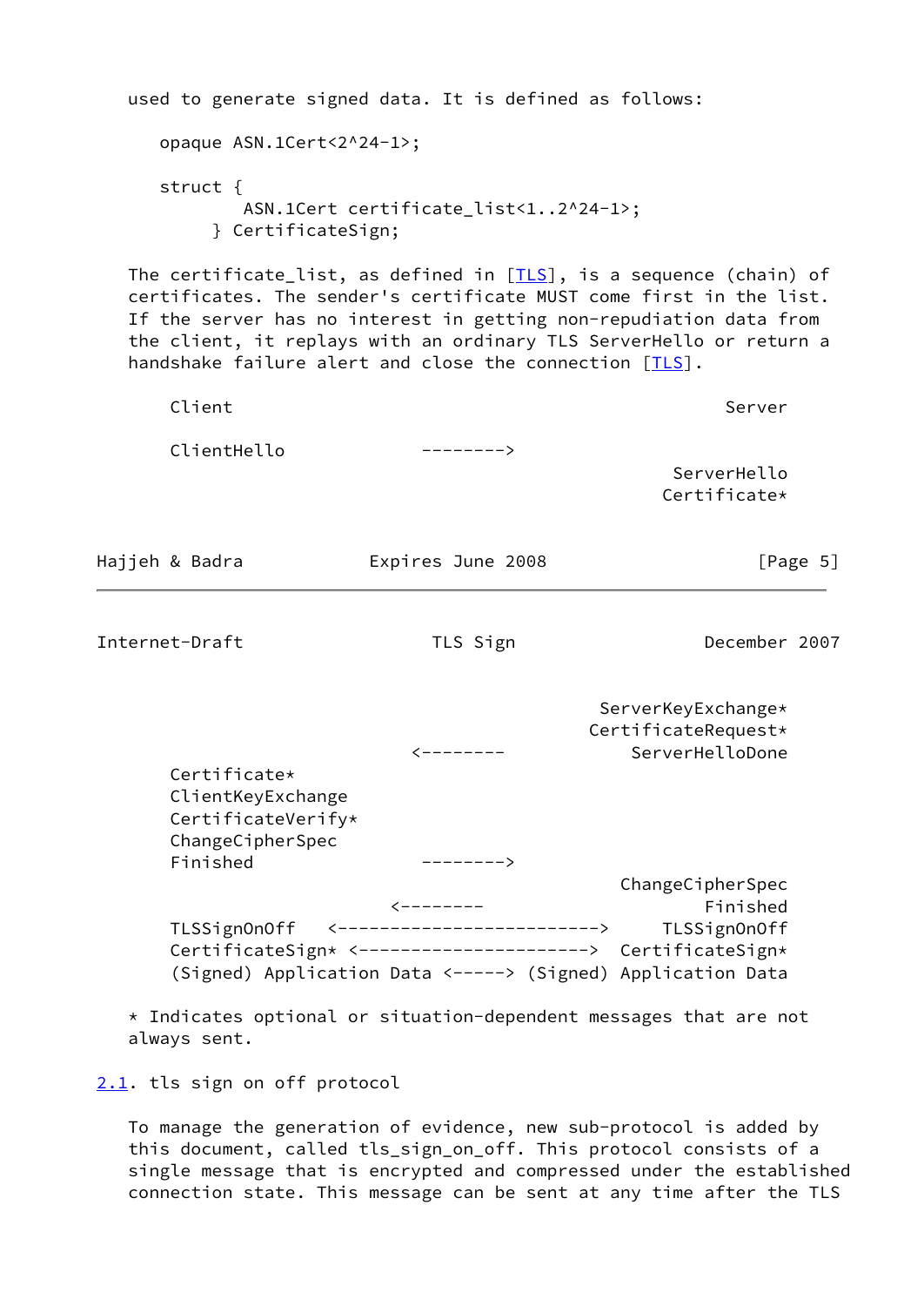used to generate signed data. It is defined as follows:

```
   opaque ASN.1Cert<2^24-1>;

   struct {
           ASN.1Cert certificate_list<1..2^24-1>;
        } CertificateSign;
```

The certificate_list, as defined in [TLS], is a sequence (chain) of certificates. The sender's certificate MUST come first in the list. If the server has no interest in getting non-repudiation data from the client, it replays with an ordinary TLS ServerHello or return a handshake failure alert and close the connection [TLS].

```
    Client                                               Server

    ClientHello                 -------->
                                                    ServerHello
                                                   Certificate*
                                              ServerKeyExchange*
                                             CertificateRequest*
                               <--------         ServerHelloDone
    Certificate*
    ClientKeyExchange
    CertificateVerify*
    ChangeCipherSpec
    Finished                    -------->
                                                ChangeCipherSpec
                             <--------                 Finished
    TLSSignOnOff   <------------------------->      TLSSignOnOff
    CertificateSign* <----------------------->  CertificateSign*
    (Signed) Application Data <-----> (Signed) Application Data
```

* Indicates optional or situation-dependent messages that are not always sent.

## 2.1. tls sign on off protocol

To manage the generation of evidence, new sub-protocol is added by this document, called tls_sign_on_off. This protocol consists of a single message that is encrypted and compressed under the established connection state. This message can be sent at any time after the TLS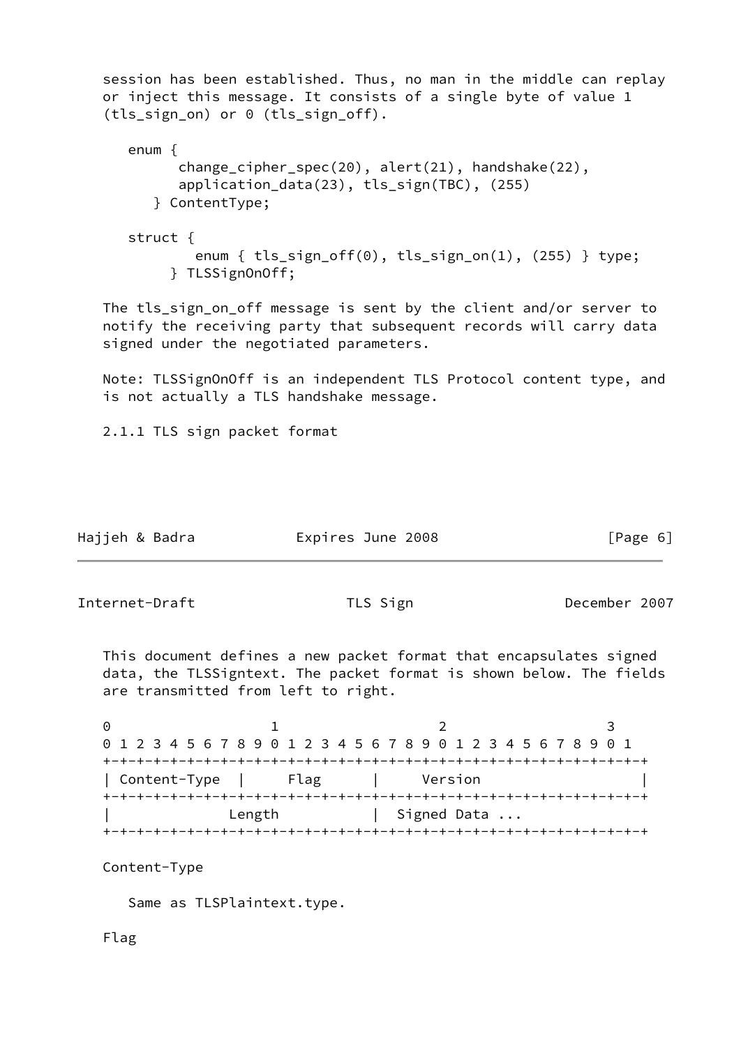session has been established. Thus, no man in the middle can replay or inject this message. It consists of a single byte of value 1 (tls_sign_on) or 0 (tls_sign_off).

```
   enum {
         change_cipher_spec(20), alert(21), handshake(22),
         application_data(23), tls_sign(TBC), (255)
      } ContentType;

   struct {
           enum { tls_sign_off(0), tls_sign_on(1), (255) } type;
        } TLSSignOnOff;
```

The tls_sign_on_off message is sent by the client and/or server to notify the receiving party that subsequent records will carry data signed under the negotiated parameters.

Note: TLSSignOnOff is an independent TLS Protocol content type, and is not actually a TLS handshake message.

### 2.1.1 TLS sign packet format

This document defines a new packet format that encapsulates signed data, the TLSSigntext. The packet format is shown below. The fields are transmitted from left to right.

```
0                   1                   2                   3
0 1 2 3 4 5 6 7 8 9 0 1 2 3 4 5 6 7 8 9 0 1 2 3 4 5 6 7 8 9 0 1
+-+-+-+-+-+-+-+-+-+-+-+-+-+-+-+-+-+-+-+-+-+-+-+-+-+-+-+-+-+-+-+-+
| Content-Type  |     Flag      |     Version                   |
+-+-+-+-+-+-+-+-+-+-+-+-+-+-+-+-+-+-+-+-+-+-+-+-+-+-+-+-+-+-+-+-+
|             Length            |  Signed Data ...
+-+-+-+-+-+-+-+-+-+-+-+-+-+-+-+-+-+-+-+-+-+-+-+-+-+-+-+-+-+-+-+-+
```

Content-Type

   Same as TLSPlaintext.type.

Flag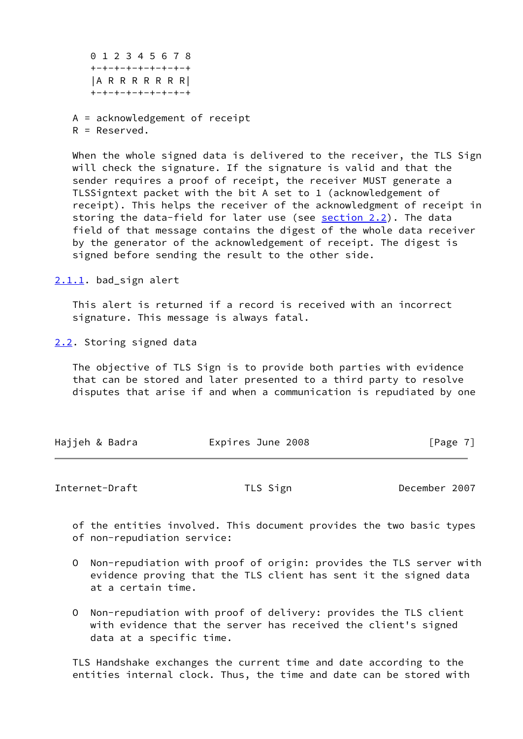```
 0 1 2 3 4 5 6 7 8
+-+-+-+-+-+-+-+-+
|A R R R R R R R|
+-+-+-+-+-+-+-+-+
```

A = acknowledgement of receipt
R = Reserved.

When the whole signed data is delivered to the receiver, the TLS Sign will check the signature. If the signature is valid and that the sender requires a proof of receipt, the receiver MUST generate a TLSSigntext packet with the bit A set to 1 (acknowledgement of receipt). This helps the receiver of the acknowledgment of receipt in storing the data-field for later use (see section 2.2). The data field of that message contains the digest of the whole data receiver by the generator of the acknowledgement of receipt. The digest is signed before sending the result to the other side.

### 2.1.1. bad_sign alert

This alert is returned if a record is received with an incorrect signature. This message is always fatal.

## 2.2. Storing signed data

The objective of TLS Sign is to provide both parties with evidence that can be stored and later presented to a third party to resolve disputes that arise if and when a communication is repudiated by one of the entities involved. This document provides the two basic types of non-repudiation service:

- Non-repudiation with proof of origin: provides the TLS server with evidence proving that the TLS client has sent it the signed data at a certain time.

- Non-repudiation with proof of delivery: provides the TLS client with evidence that the server has received the client's signed data at a specific time.

TLS Handshake exchanges the current time and date according to the entities internal clock. Thus, the time and date can be stored with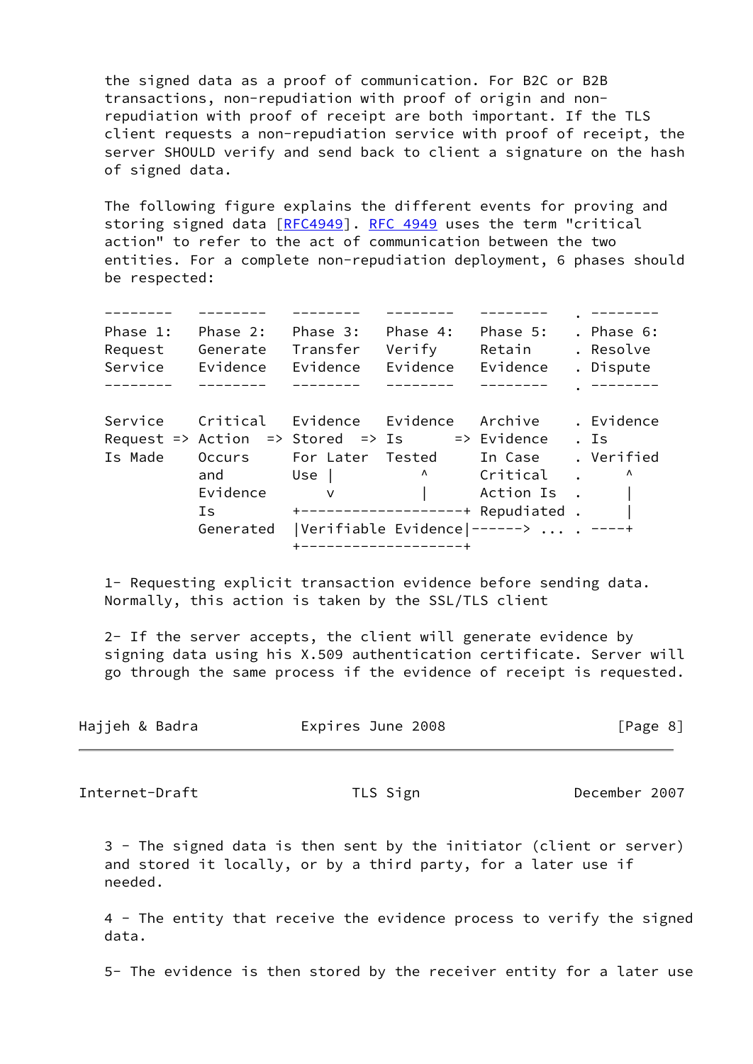the signed data as a proof of communication. For B2C or B2B transactions, non-repudiation with proof of origin and non-repudiation with proof of receipt are both important. If the TLS client requests a non-repudiation service with proof of receipt, the server SHOULD verify and send back to client a signature on the hash of signed data.

The following figure explains the different events for proving and storing signed data [RFC4949]. RFC 4949 uses the term "critical action" to refer to the act of communication between the two entities. For a complete non-repudiation deployment, 6 phases should be respected:

```
--------   --------   --------   --------   --------   . --------
Phase 1:   Phase 2:   Phase 3:   Phase 4:   Phase 5:   . Phase 6:
Request    Generate   Transfer   Verify     Retain     . Resolve
Service    Evidence   Evidence   Evidence   Evidence   . Dispute
--------   --------   --------   --------   --------   . --------

Service    Critical   Evidence   Evidence   Archive    . Evidence
Request => Action  => Stored  => Is      => Evidence   . Is
Is Made    Occurs     For Later  Tested     In Case    . Verified
           and        Use |          ^      Critical   .     ^
           Evidence       v          |      Action Is  .     |
           Is         +-------------------+ Repudiated .     |
           Generated  |Verifiable Evidence|------> ... . ----+
                      +-------------------+
```

1- Requesting explicit transaction evidence before sending data. Normally, this action is taken by the SSL/TLS client

2- If the server accepts, the client will generate evidence by signing data using his X.509 authentication certificate. Server will go through the same process if the evidence of receipt is requested.

3 - The signed data is then sent by the initiator (client or server) and stored it locally, or by a third party, for a later use if needed.

4 - The entity that receive the evidence process to verify the signed data.

5- The evidence is then stored by the receiver entity for a later use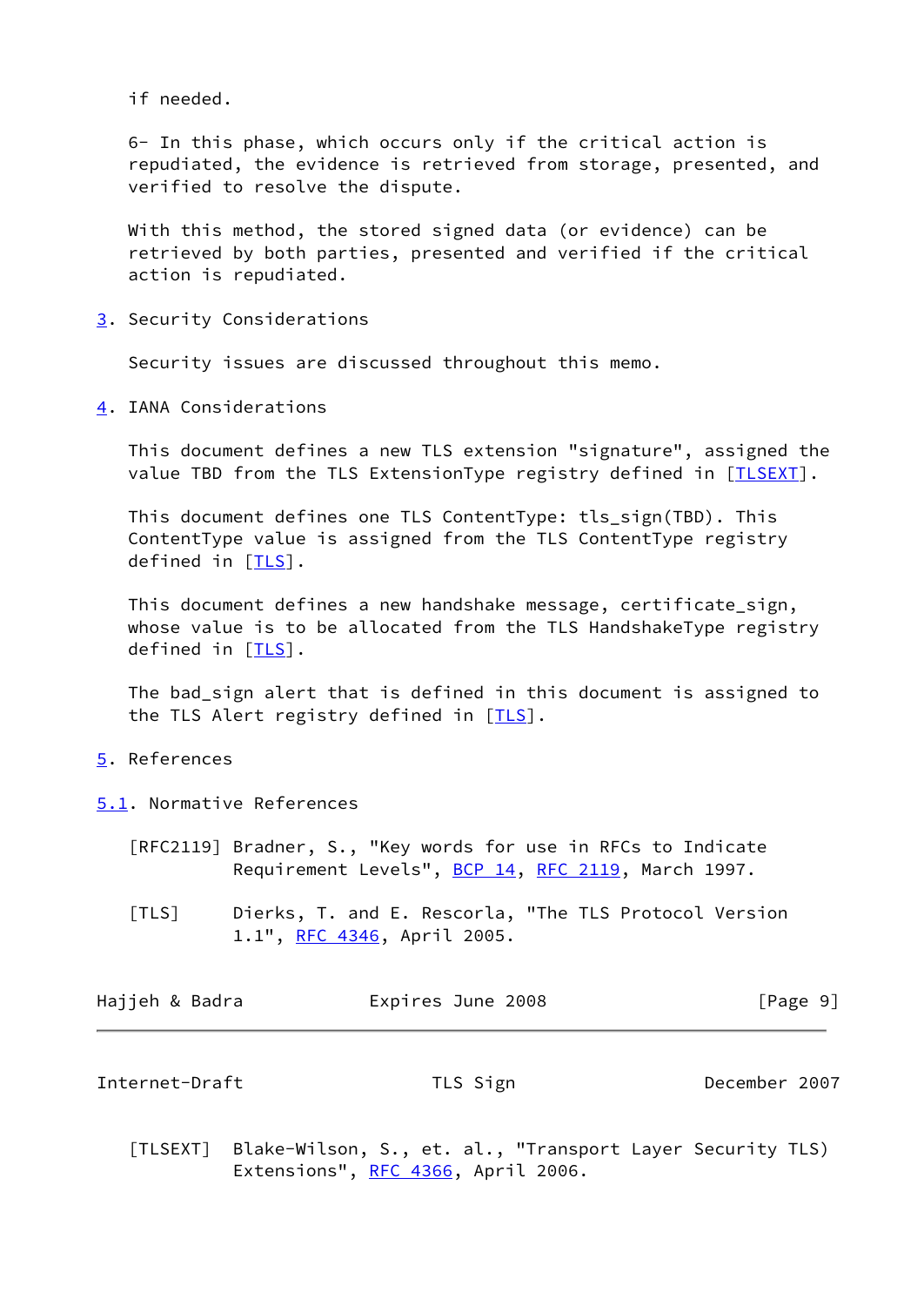if needed.

6- In this phase, which occurs only if the critical action is repudiated, the evidence is retrieved from storage, presented, and verified to resolve the dispute.

With this method, the stored signed data (or evidence) can be retrieved by both parties, presented and verified if the critical action is repudiated.

## 3. Security Considerations

Security issues are discussed throughout this memo.

## 4. IANA Considerations

This document defines a new TLS extension "signature", assigned the value TBD from the TLS ExtensionType registry defined in [TLSEXT].

This document defines one TLS ContentType: tls_sign(TBD). This ContentType value is assigned from the TLS ContentType registry defined in [TLS].

This document defines a new handshake message, certificate_sign, whose value is to be allocated from the TLS HandshakeType registry defined in [TLS].

The bad_sign alert that is defined in this document is assigned to the TLS Alert registry defined in [TLS].

## 5. References

### 5.1. Normative References

[RFC2119] Bradner, S., "Key words for use in RFCs to Indicate Requirement Levels", BCP 14, RFC 2119, March 1997.

[TLS] Dierks, T. and E. Rescorla, "The TLS Protocol Version 1.1", RFC 4346, April 2005.

[TLSEXT] Blake-Wilson, S., et. al., "Transport Layer Security TLS) Extensions", RFC 4366, April 2006.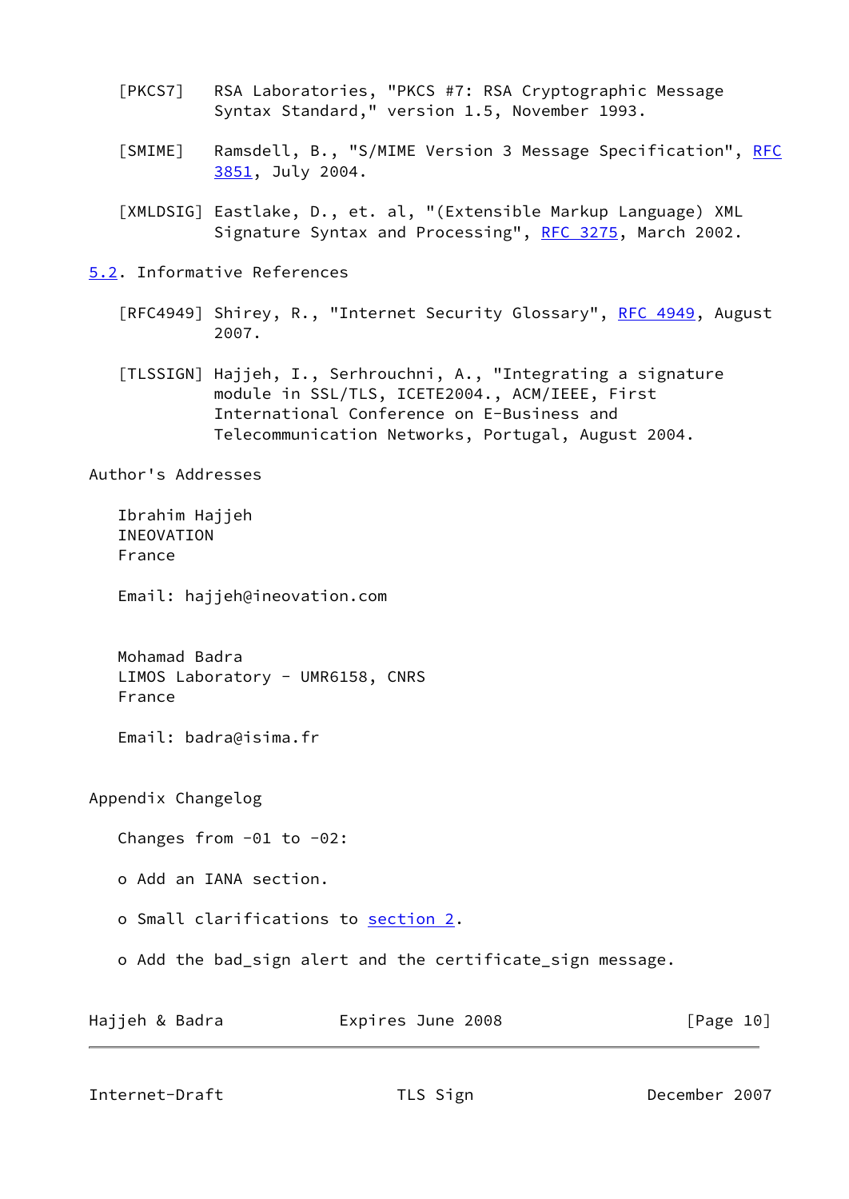[PKCS7] RSA Laboratories, "PKCS #7: RSA Cryptographic Message Syntax Standard," version 1.5, November 1993.

[SMIME] Ramsdell, B., "S/MIME Version 3 Message Specification", RFC 3851, July 2004.

[XMLDSIG] Eastlake, D., et. al, "(Extensible Markup Language) XML Signature Syntax and Processing", RFC 3275, March 2002.

### 5.2. Informative References

[RFC4949] Shirey, R., "Internet Security Glossary", RFC 4949, August 2007.

[TLSSIGN] Hajjeh, I., Serhrouchni, A., "Integrating a signature module in SSL/TLS, ICETE2004., ACM/IEEE, First International Conference on E-Business and Telecommunication Networks, Portugal, August 2004.

## Author's Addresses

Ibrahim Hajjeh
INEOVATION
France

Email: hajjeh@ineovation.com

Mohamad Badra
LIMOS Laboratory - UMR6158, CNRS
France

Email: badra@isima.fr

## Appendix Changelog

Changes from -01 to -02:

- Add an IANA section.
- Small clarifications to section 2.
- Add the bad_sign alert and the certificate_sign message.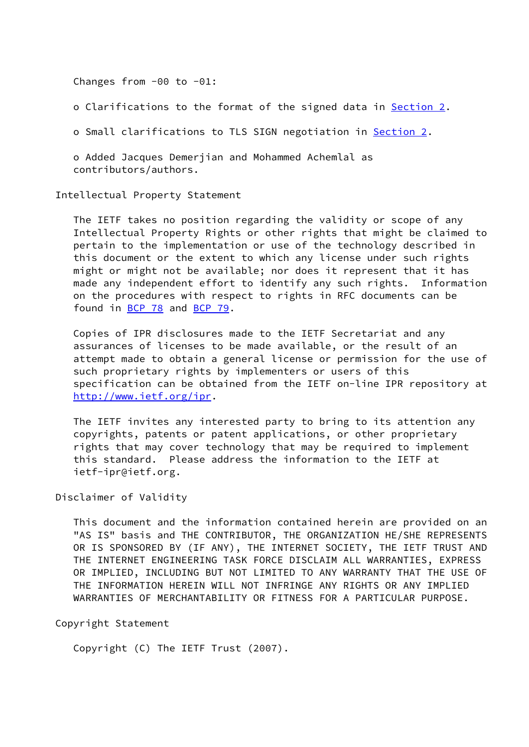Changes from -00 to -01:

- Clarifications to the format of the signed data in Section 2.
- Small clarifications to TLS SIGN negotiation in Section 2.
- Added Jacques Demerjian and Mohammed Achemlal as contributors/authors.

## Intellectual Property Statement

The IETF takes no position regarding the validity or scope of any Intellectual Property Rights or other rights that might be claimed to pertain to the implementation or use of the technology described in this document or the extent to which any license under such rights might or might not be available; nor does it represent that it has made any independent effort to identify any such rights. Information on the procedures with respect to rights in RFC documents can be found in BCP 78 and BCP 79.

Copies of IPR disclosures made to the IETF Secretariat and any assurances of licenses to be made available, or the result of an attempt made to obtain a general license or permission for the use of such proprietary rights by implementers or users of this specification can be obtained from the IETF on-line IPR repository at http://www.ietf.org/ipr.

The IETF invites any interested party to bring to its attention any copyrights, patents or patent applications, or other proprietary rights that may cover technology that may be required to implement this standard. Please address the information to the IETF at ietf-ipr@ietf.org.

## Disclaimer of Validity

This document and the information contained herein are provided on an "AS IS" basis and THE CONTRIBUTOR, THE ORGANIZATION HE/SHE REPRESENTS OR IS SPONSORED BY (IF ANY), THE INTERNET SOCIETY, THE IETF TRUST AND THE INTERNET ENGINEERING TASK FORCE DISCLAIM ALL WARRANTIES, EXPRESS OR IMPLIED, INCLUDING BUT NOT LIMITED TO ANY WARRANTY THAT THE USE OF THE INFORMATION HEREIN WILL NOT INFRINGE ANY RIGHTS OR ANY IMPLIED WARRANTIES OF MERCHANTABILITY OR FITNESS FOR A PARTICULAR PURPOSE.

## Copyright Statement

Copyright (C) The IETF Trust (2007).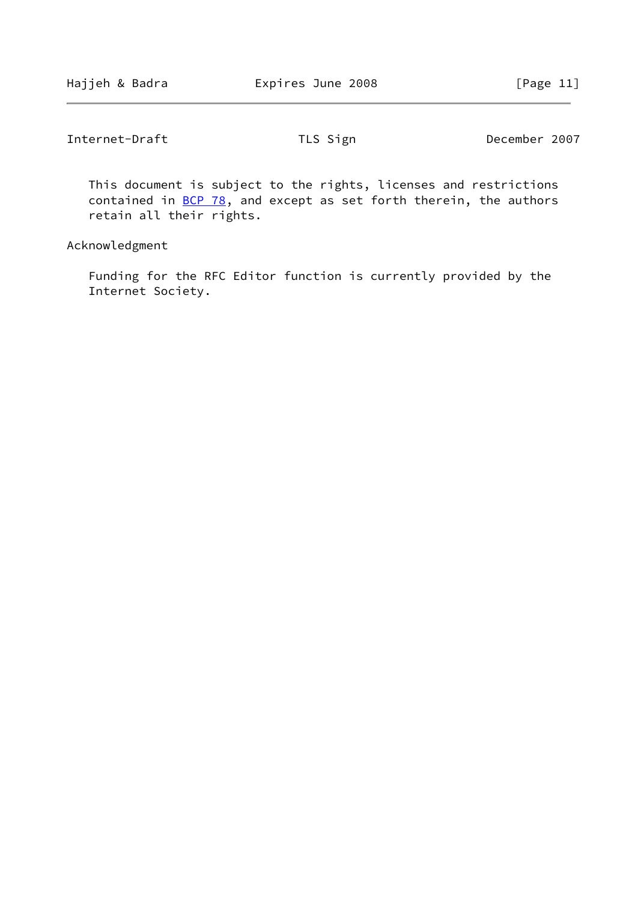This document is subject to the rights, licenses and restrictions contained in BCP 78, and except as set forth therein, the authors retain all their rights.

## Acknowledgment

Funding for the RFC Editor function is currently provided by the Internet Society.